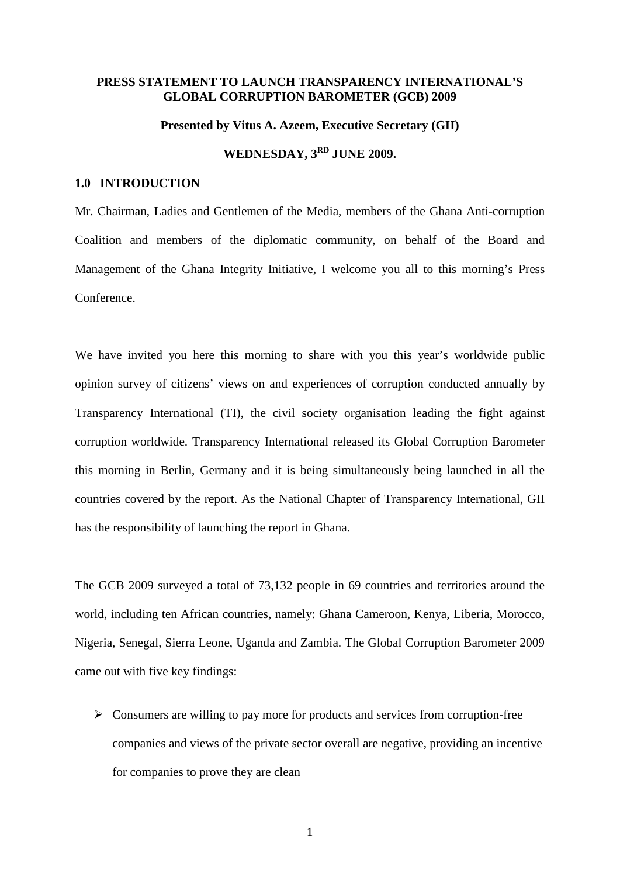**PRESS STATEMENT TO LAUNCH TRANSPARENCY INTERNATIONAL'S GLOBAL CORRUPTION BAROMETER (GCB) 2009**

**Presented by Vitus A. Azeem, Executive Secretary (GII)**

**WEDNESDAY, 3RD JUNE 2009.**

## 1.0 INTRODUCTION

Mr. Chairman, Ladies and Gentlemen of the Media, members of the Ghana Anti-corruption Coalition and members of the diplomatic community, on behalf of the Board and Management of the Ghana Integrity Initiative, I welcome you all to this morning's Press Conference.

We have invited you here this morning to share with you this year's worldwide public opinion survey of citizens' views on and experiences of corruption conducted annually by Transparency International (TI), the civil society organisation leading the fight against corruption worldwide. Transparency International released its Global Corruption Barometer this morning in Berlin, Germany and it is being simultaneously being launched in all the countries covered by the report. As the National Chapter of Transparency International, GII has the responsibility of launching the report in Ghana.

The GCB 2009 surveyed a total of 73,132 people in 69 countries and territories around the world, including ten African countries, namely: Ghana Cameroon, Kenya, Liberia, Morocco, Nigeria, Senegal, Sierra Leone, Uganda and Zambia. The Global Corruption Barometer 2009 came out with five key findings:

- Consumers are willing to pay more for products and services from corruption-free companies and views of the private sector overall are negative, providing an incentive for companies to prove they are clean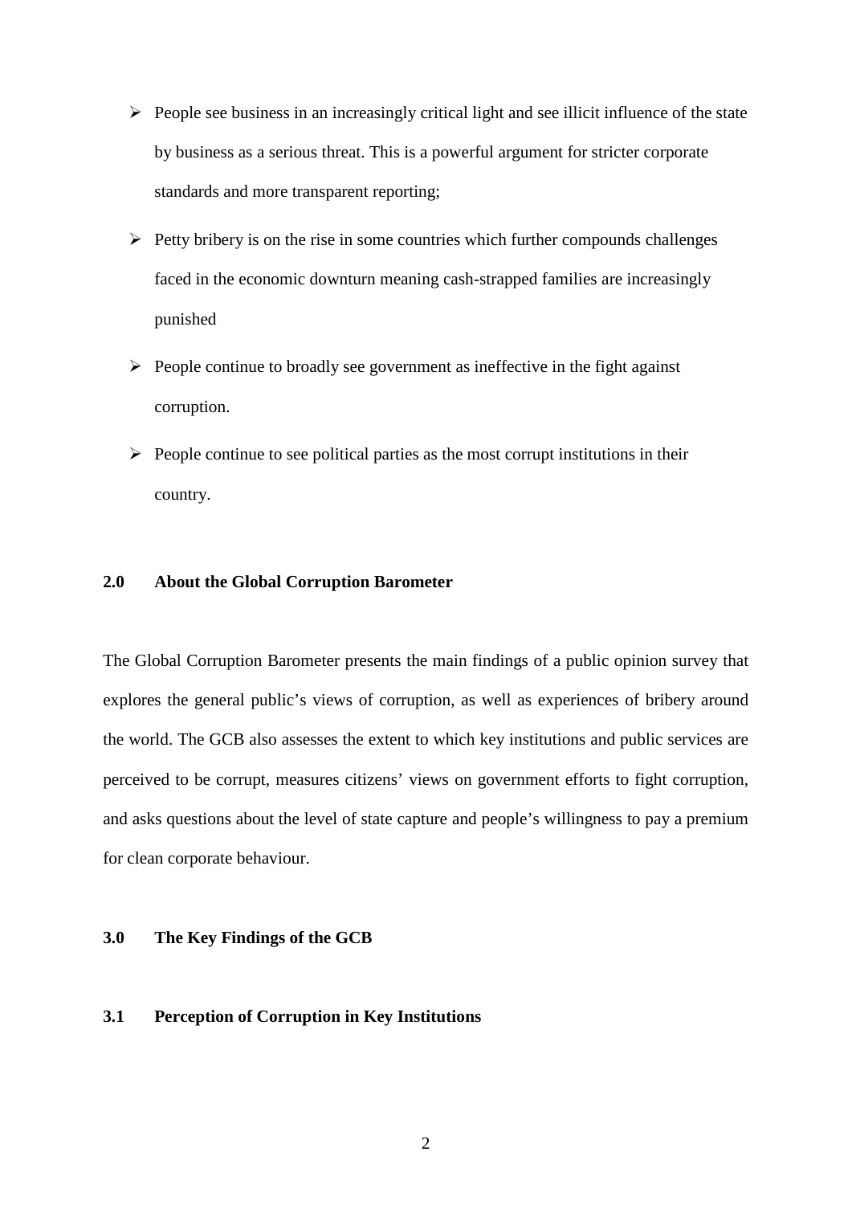- People see business in an increasingly critical light and see illicit influence of the state by business as a serious threat. This is a powerful argument for stricter corporate standards and more transparent reporting;
- Petty bribery is on the rise in some countries which further compounds challenges faced in the economic downturn meaning cash-strapped families are increasingly punished
- People continue to broadly see government as ineffective in the fight against corruption.
- People continue to see political parties as the most corrupt institutions in their country.

## 2.0 About the Global Corruption Barometer

The Global Corruption Barometer presents the main findings of a public opinion survey that explores the general public's views of corruption, as well as experiences of bribery around the world. The GCB also assesses the extent to which key institutions and public services are perceived to be corrupt, measures citizens' views on government efforts to fight corruption, and asks questions about the level of state capture and people's willingness to pay a premium for clean corporate behaviour.

## 3.0 The Key Findings of the GCB

### 3.1 Perception of Corruption in Key Institutions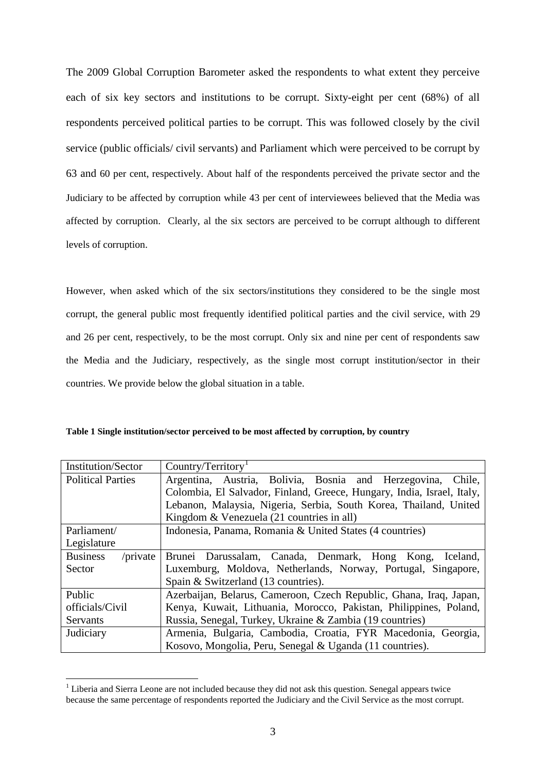The 2009 Global Corruption Barometer asked the respondents to what extent they perceive each of six key sectors and institutions to be corrupt. Sixty-eight per cent (68%) of all respondents perceived political parties to be corrupt. This was followed closely by the civil service (public officials/ civil servants) and Parliament which were perceived to be corrupt by 63 and 60 per cent, respectively. About half of the respondents perceived the private sector and the Judiciary to be affected by corruption while 43 per cent of interviewees believed that the Media was affected by corruption. Clearly, al the six sectors are perceived to be corrupt although to different levels of corruption.

However, when asked which of the six sectors/institutions they considered to be the single most corrupt, the general public most frequently identified political parties and the civil service, with 29 and 26 per cent, respectively, to be the most corrupt. Only six and nine per cent of respondents saw the Media and the Judiciary, respectively, as the single most corrupt institution/sector in their countries. We provide below the global situation in a table.

**Table 1 Single institution/sector perceived to be most affected by corruption, by country**

| Institution/Sector | Country/Territory[1] |
|---|---|
| Political Parties | Argentina, Austria, Bolivia, Bosnia and Herzegovina, Chile, Colombia, El Salvador, Finland, Greece, Hungary, India, Israel, Italy, Lebanon, Malaysia, Nigeria, Serbia, South Korea, Thailand, United Kingdom & Venezuela (21 countries in all) |
| Parliament/ Legislature | Indonesia, Panama, Romania & United States (4 countries) |
| Business /private Sector | Brunei Darussalam, Canada, Denmark, Hong Kong, Iceland, Luxemburg, Moldova, Netherlands, Norway, Portugal, Singapore, Spain & Switzerland (13 countries). |
| Public officials/Civil Servants | Azerbaijan, Belarus, Cameroon, Czech Republic, Ghana, Iraq, Japan, Kenya, Kuwait, Lithuania, Morocco, Pakistan, Philippines, Poland, Russia, Senegal, Turkey, Ukraine & Zambia (19 countries) |
| Judiciary | Armenia, Bulgaria, Cambodia, Croatia, FYR Macedonia, Georgia, Kosovo, Mongolia, Peru, Senegal & Uganda (11 countries). |

[1] Liberia and Sierra Leone are not included because they did not ask this question. Senegal appears twice because the same percentage of respondents reported the Judiciary and the Civil Service as the most corrupt.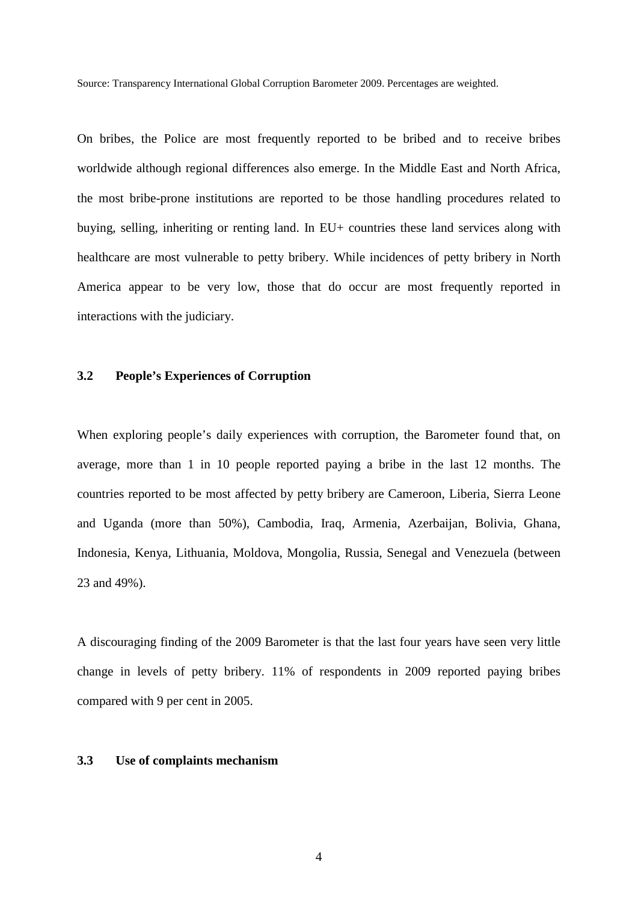Source: Transparency International Global Corruption Barometer 2009. Percentages are weighted.

On bribes, the Police are most frequently reported to be bribed and to receive bribes worldwide although regional differences also emerge. In the Middle East and North Africa, the most bribe-prone institutions are reported to be those handling procedures related to buying, selling, inheriting or renting land. In EU+ countries these land services along with healthcare are most vulnerable to petty bribery. While incidences of petty bribery in North America appear to be very low, those that do occur are most frequently reported in interactions with the judiciary.

### 3.2 People's Experiences of Corruption

When exploring people's daily experiences with corruption, the Barometer found that, on average, more than 1 in 10 people reported paying a bribe in the last 12 months. The countries reported to be most affected by petty bribery are Cameroon, Liberia, Sierra Leone and Uganda (more than 50%), Cambodia, Iraq, Armenia, Azerbaijan, Bolivia, Ghana, Indonesia, Kenya, Lithuania, Moldova, Mongolia, Russia, Senegal and Venezuela (between 23 and 49%).

A discouraging finding of the 2009 Barometer is that the last four years have seen very little change in levels of petty bribery. 11% of respondents in 2009 reported paying bribes compared with 9 per cent in 2005.

### 3.3 Use of complaints mechanism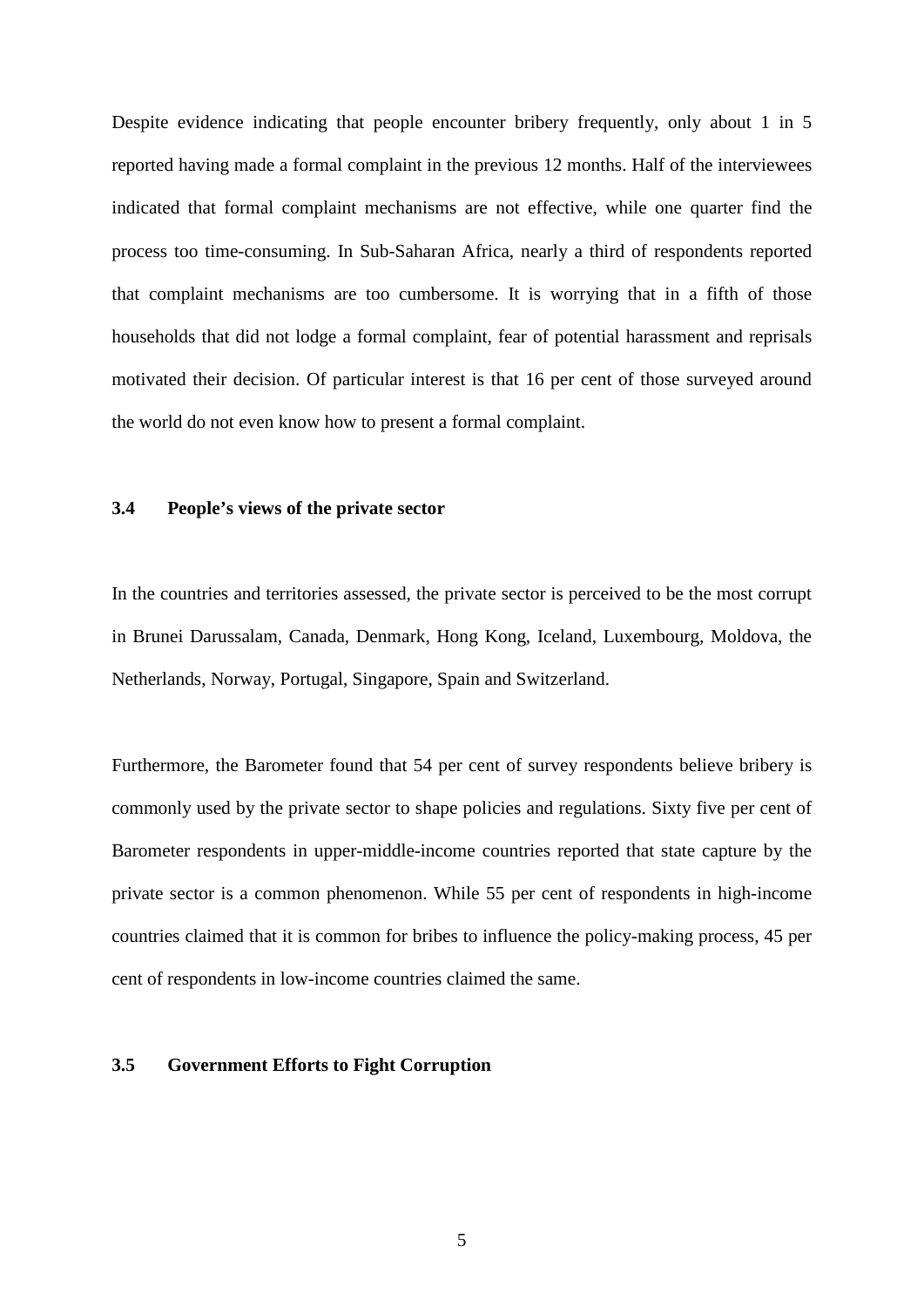Despite evidence indicating that people encounter bribery frequently, only about 1 in 5 reported having made a formal complaint in the previous 12 months. Half of the interviewees indicated that formal complaint mechanisms are not effective, while one quarter find the process too time-consuming. In Sub-Saharan Africa, nearly a third of respondents reported that complaint mechanisms are too cumbersome. It is worrying that in a fifth of those households that did not lodge a formal complaint, fear of potential harassment and reprisals motivated their decision. Of particular interest is that 16 per cent of those surveyed around the world do not even know how to present a formal complaint.

### 3.4 People's views of the private sector

In the countries and territories assessed, the private sector is perceived to be the most corrupt in Brunei Darussalam, Canada, Denmark, Hong Kong, Iceland, Luxembourg, Moldova, the Netherlands, Norway, Portugal, Singapore, Spain and Switzerland.

Furthermore, the Barometer found that 54 per cent of survey respondents believe bribery is commonly used by the private sector to shape policies and regulations. Sixty five per cent of Barometer respondents in upper-middle-income countries reported that state capture by the private sector is a common phenomenon. While 55 per cent of respondents in high-income countries claimed that it is common for bribes to influence the policy-making process, 45 per cent of respondents in low-income countries claimed the same.

### 3.5 Government Efforts to Fight Corruption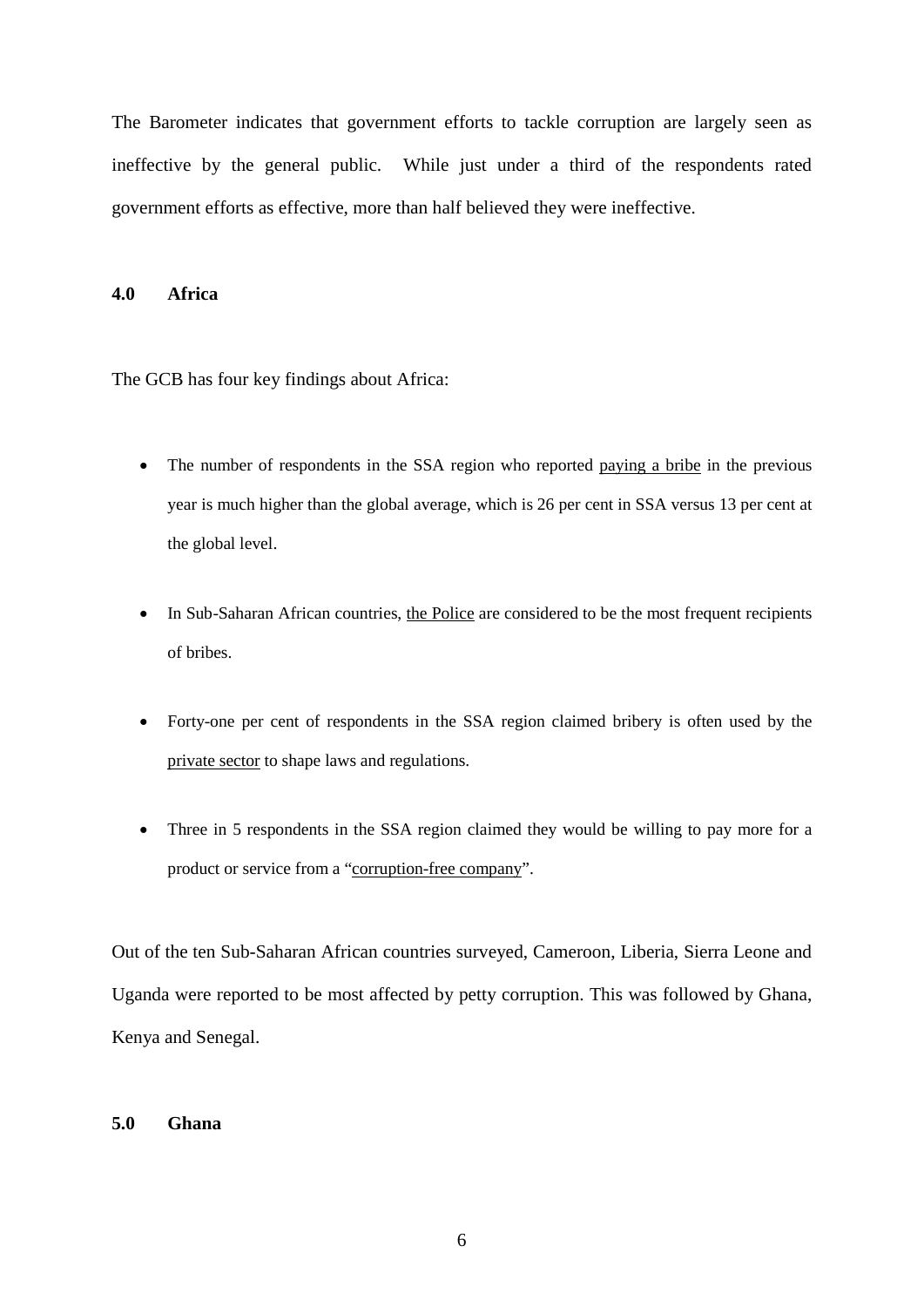The Barometer indicates that government efforts to tackle corruption are largely seen as ineffective by the general public. While just under a third of the respondents rated government efforts as effective, more than half believed they were ineffective.

## 4.0 Africa

The GCB has four key findings about Africa:

- The number of respondents in the SSA region who reported paying a bribe in the previous year is much higher than the global average, which is 26 per cent in SSA versus 13 per cent at the global level.
- In Sub-Saharan African countries, the Police are considered to be the most frequent recipients of bribes.
- Forty-one per cent of respondents in the SSA region claimed bribery is often used by the private sector to shape laws and regulations.
- Three in 5 respondents in the SSA region claimed they would be willing to pay more for a product or service from a "corruption-free company".

Out of the ten Sub-Saharan African countries surveyed, Cameroon, Liberia, Sierra Leone and Uganda were reported to be most affected by petty corruption. This was followed by Ghana, Kenya and Senegal.

## 5.0 Ghana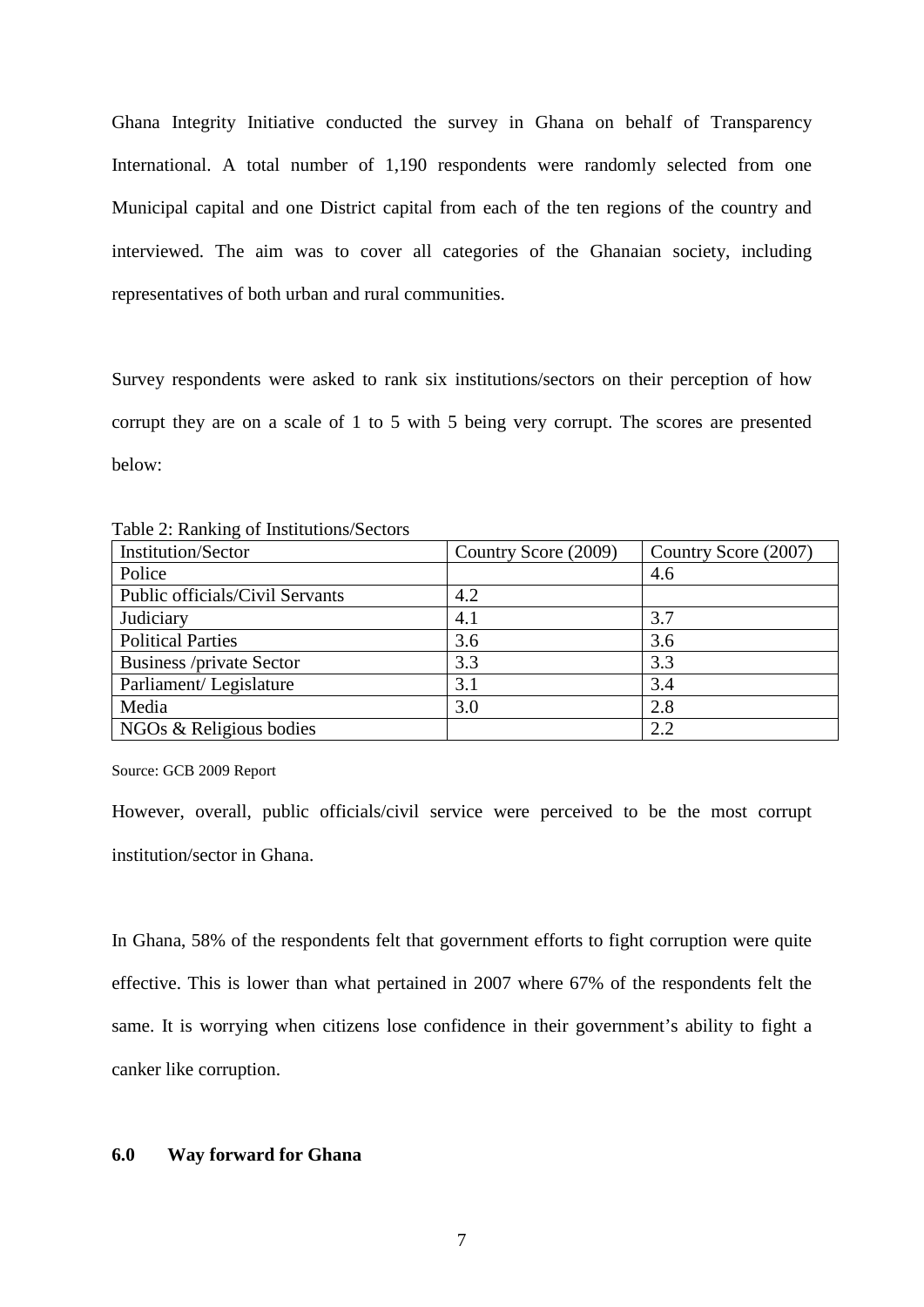Ghana Integrity Initiative conducted the survey in Ghana on behalf of Transparency International. A total number of 1,190 respondents were randomly selected from one Municipal capital and one District capital from each of the ten regions of the country and interviewed. The aim was to cover all categories of the Ghanaian society, including representatives of both urban and rural communities.

Survey respondents were asked to rank six institutions/sectors on their perception of how corrupt they are on a scale of 1 to 5 with 5 being very corrupt. The scores are presented below:

Table 2: Ranking of Institutions/Sectors

| Institution/Sector | Country Score (2009) | Country Score (2007) |
|---|---|---|
| Police | | 4.6 |
| Public officials/Civil Servants | 4.2 | |
| Judiciary | 4.1 | 3.7 |
| Political Parties | 3.6 | 3.6 |
| Business /private Sector | 3.3 | 3.3 |
| Parliament/ Legislature | 3.1 | 3.4 |
| Media | 3.0 | 2.8 |
| NGOs & Religious bodies | | 2.2 |

Source: GCB 2009 Report

However, overall, public officials/civil service were perceived to be the most corrupt institution/sector in Ghana.

In Ghana, 58% of the respondents felt that government efforts to fight corruption were quite effective. This is lower than what pertained in 2007 where 67% of the respondents felt the same. It is worrying when citizens lose confidence in their government's ability to fight a canker like corruption.

## 6.0 Way forward for Ghana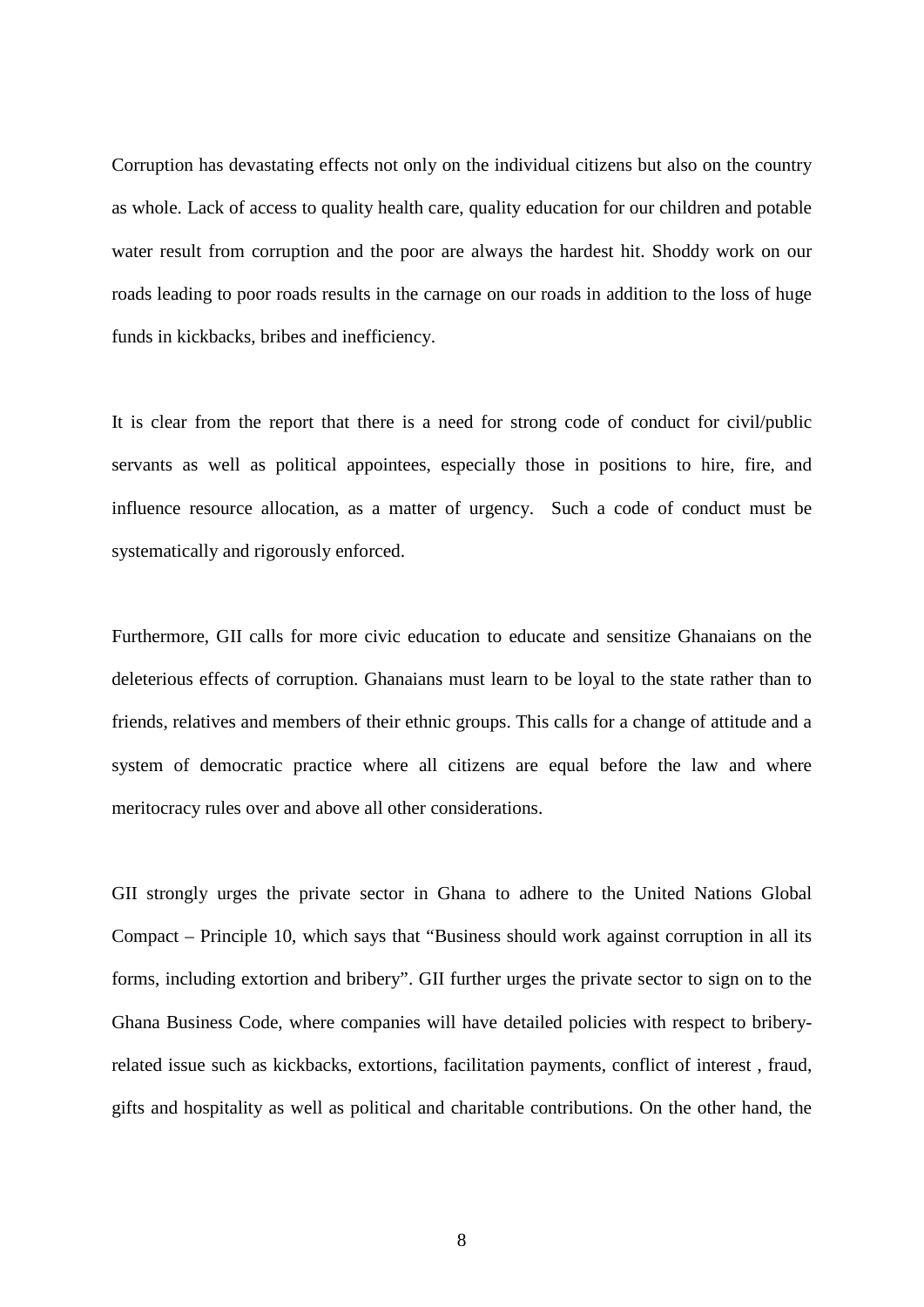Corruption has devastating effects not only on the individual citizens but also on the country as whole. Lack of access to quality health care, quality education for our children and potable water result from corruption and the poor are always the hardest hit. Shoddy work on our roads leading to poor roads results in the carnage on our roads in addition to the loss of huge funds in kickbacks, bribes and inefficiency.

It is clear from the report that there is a need for strong code of conduct for civil/public servants as well as political appointees, especially those in positions to hire, fire, and influence resource allocation, as a matter of urgency. Such a code of conduct must be systematically and rigorously enforced.

Furthermore, GII calls for more civic education to educate and sensitize Ghanaians on the deleterious effects of corruption. Ghanaians must learn to be loyal to the state rather than to friends, relatives and members of their ethnic groups. This calls for a change of attitude and a system of democratic practice where all citizens are equal before the law and where meritocracy rules over and above all other considerations.

GII strongly urges the private sector in Ghana to adhere to the United Nations Global Compact – Principle 10, which says that "Business should work against corruption in all its forms, including extortion and bribery". GII further urges the private sector to sign on to the Ghana Business Code, where companies will have detailed policies with respect to bribery-related issue such as kickbacks, extortions, facilitation payments, conflict of interest , fraud, gifts and hospitality as well as political and charitable contributions. On the other hand, the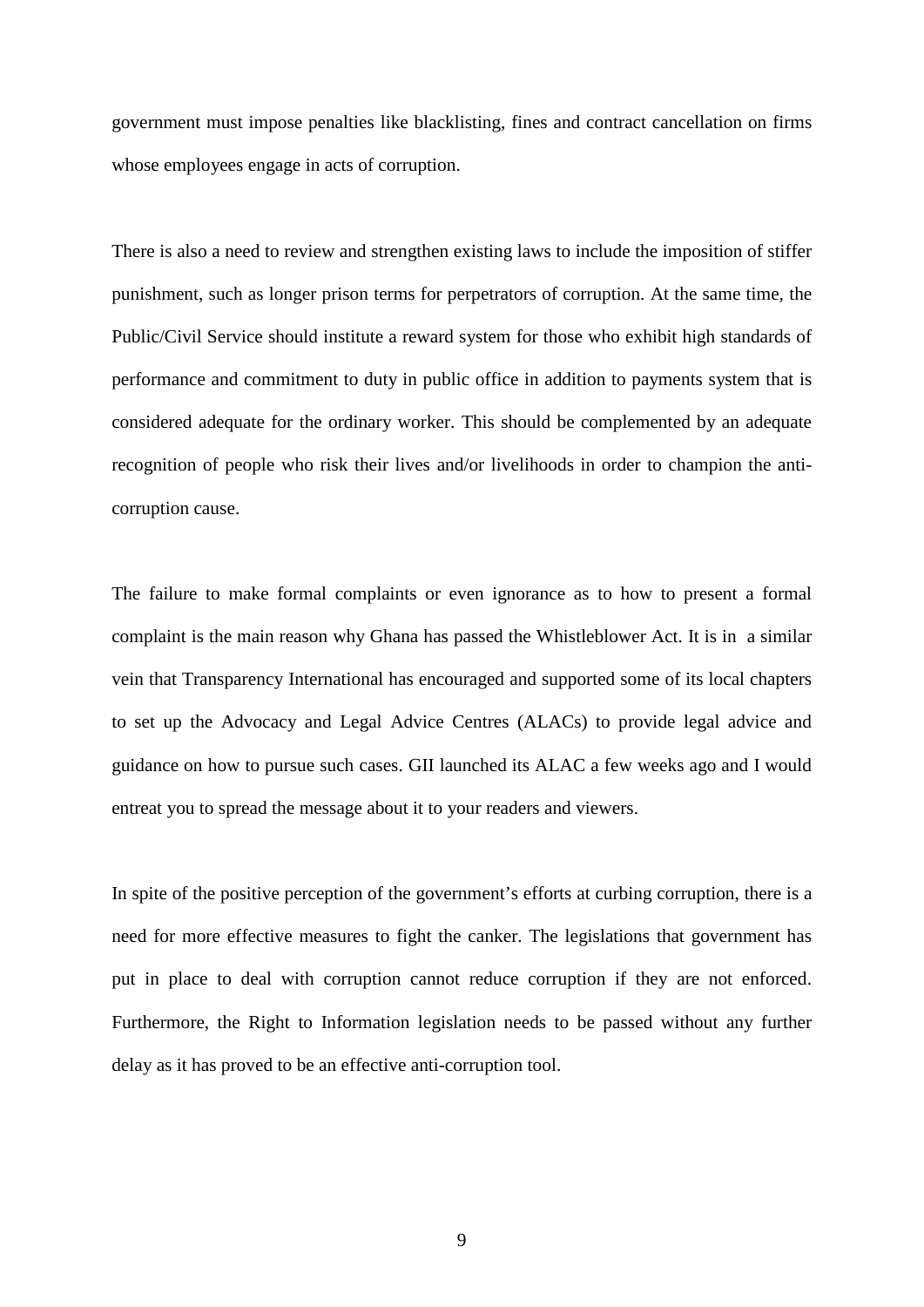government must impose penalties like blacklisting, fines and contract cancellation on firms whose employees engage in acts of corruption.

There is also a need to review and strengthen existing laws to include the imposition of stiffer punishment, such as longer prison terms for perpetrators of corruption. At the same time, the Public/Civil Service should institute a reward system for those who exhibit high standards of performance and commitment to duty in public office in addition to payments system that is considered adequate for the ordinary worker. This should be complemented by an adequate recognition of people who risk their lives and/or livelihoods in order to champion the anti-corruption cause.

The failure to make formal complaints or even ignorance as to how to present a formal complaint is the main reason why Ghana has passed the Whistleblower Act. It is in a similar vein that Transparency International has encouraged and supported some of its local chapters to set up the Advocacy and Legal Advice Centres (ALACs) to provide legal advice and guidance on how to pursue such cases. GII launched its ALAC a few weeks ago and I would entreat you to spread the message about it to your readers and viewers.

In spite of the positive perception of the government's efforts at curbing corruption, there is a need for more effective measures to fight the canker. The legislations that government has put in place to deal with corruption cannot reduce corruption if they are not enforced. Furthermore, the Right to Information legislation needs to be passed without any further delay as it has proved to be an effective anti-corruption tool.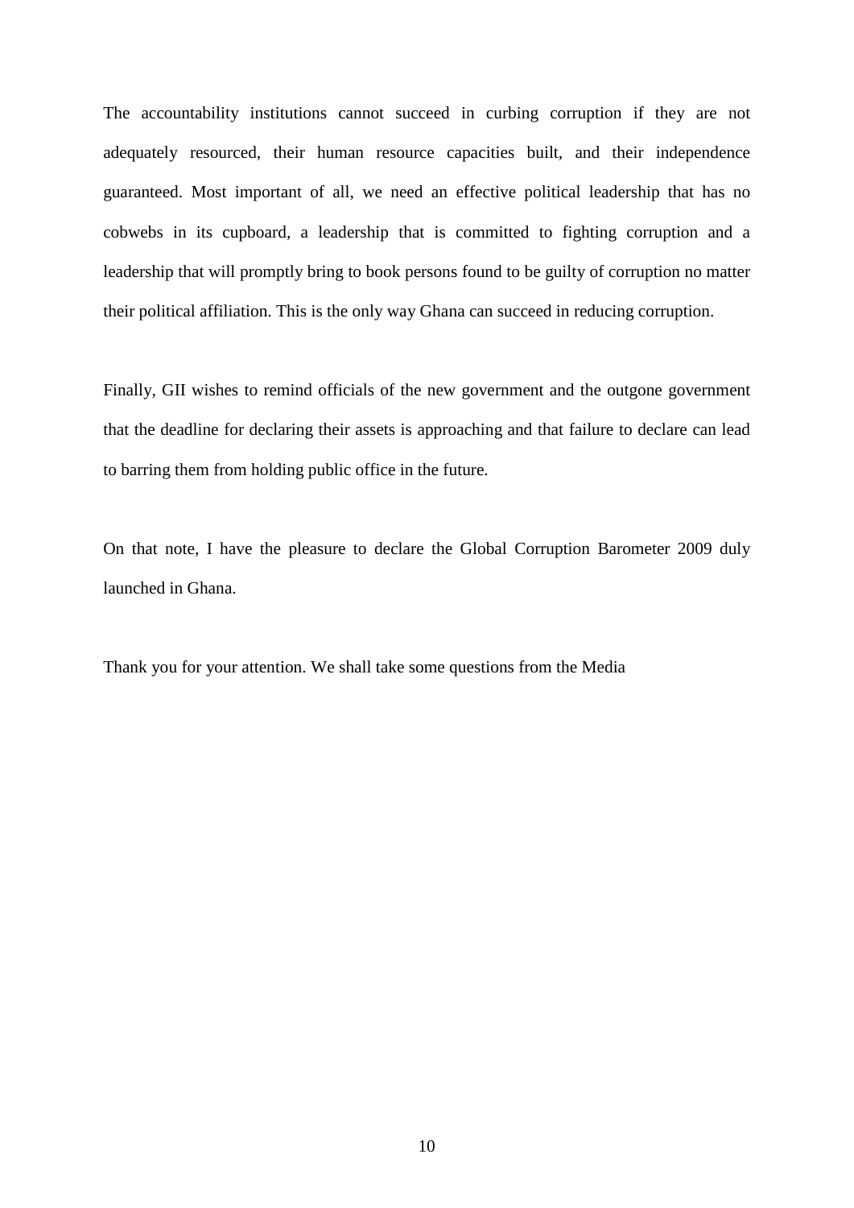The accountability institutions cannot succeed in curbing corruption if they are not adequately resourced, their human resource capacities built, and their independence guaranteed. Most important of all, we need an effective political leadership that has no cobwebs in its cupboard, a leadership that is committed to fighting corruption and a leadership that will promptly bring to book persons found to be guilty of corruption no matter their political affiliation. This is the only way Ghana can succeed in reducing corruption.

Finally, GII wishes to remind officials of the new government and the outgone government that the deadline for declaring their assets is approaching and that failure to declare can lead to barring them from holding public office in the future.

On that note, I have the pleasure to declare the Global Corruption Barometer 2009 duly launched in Ghana.

Thank you for your attention. We shall take some questions from the Media